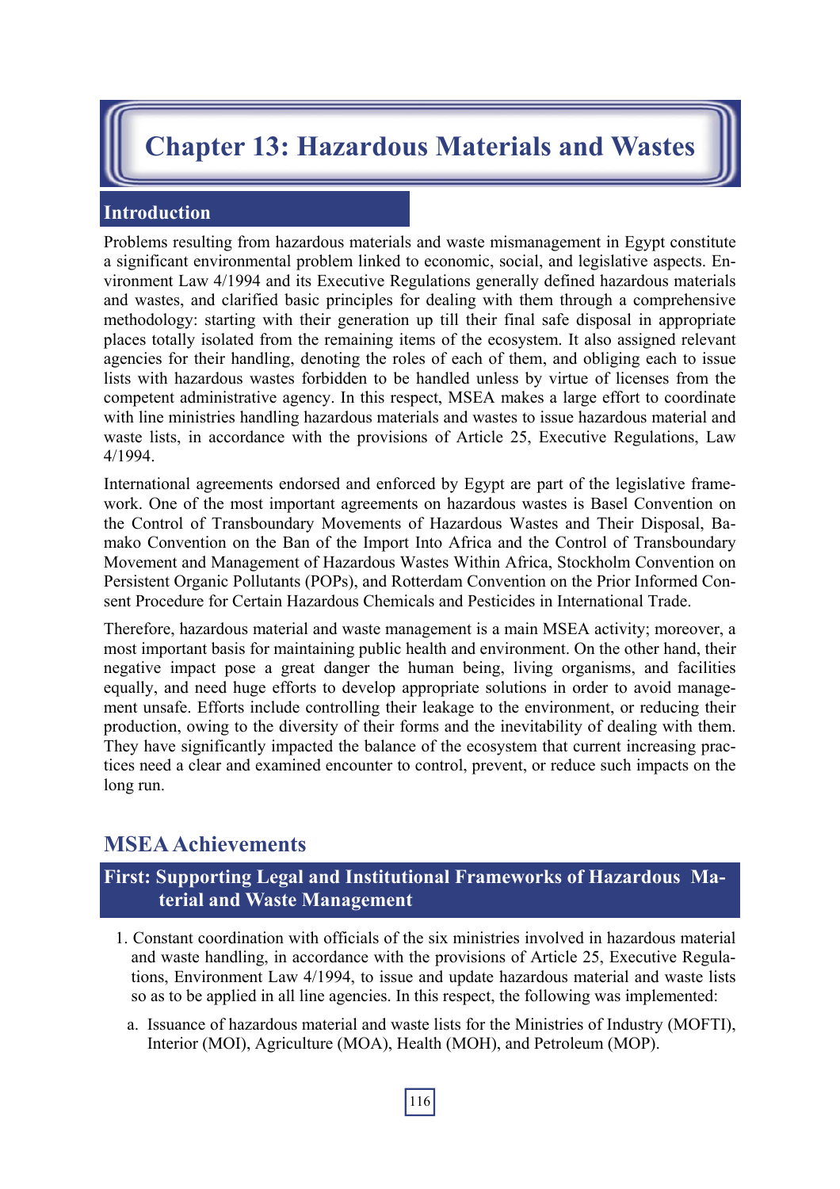# Chapter 13: Hazardous Materials and Wastes

## Introduction

Problems resulting from hazardous materials and waste mismanagement in Egypt constitute a significant environmental problem linked to economic, social, and legislative aspects. Environment Law 4/1994 and its Executive Regulations generally defined hazardous materials and wastes, and clarified basic principles for dealing with them through a comprehensive methodology: starting with their generation up till their final safe disposal in appropriate places totally isolated from the remaining items of the ecosystem. It also assigned relevant agencies for their handling, denoting the roles of each of them, and obliging each to issue lists with hazardous wastes forbidden to be handled unless by virtue of licenses from the competent administrative agency. In this respect, MSEA makes a large effort to coordinate with line ministries handling hazardous materials and wastes to issue hazardous material and waste lists, in accordance with the provisions of Article 25, Executive Regulations, Law 4/1994.

International agreements endorsed and enforced by Egypt are part of the legislative framework. One of the most important agreements on hazardous wastes is Basel Convention on the Control of Transboundary Movements of Hazardous Wastes and Their Disposal, Bamako Convention on the Ban of the Import Into Africa and the Control of Transboundary Movement and Management of Hazardous Wastes Within Africa, Stockholm Convention on Persistent Organic Pollutants (POPs), and Rotterdam Convention on the Prior Informed Consent Procedure for Certain Hazardous Chemicals and Pesticides in International Trade.

Therefore, hazardous material and waste management is a main MSEA activity; moreover, a most important basis for maintaining public health and environment. On the other hand, their negative impact pose a great danger the human being, living organisms, and facilities equally, and need huge efforts to develop appropriate solutions in order to avoid management unsafe. Efforts include controlling their leakage to the environment, or reducing their production, owing to the diversity of their forms and the inevitability of dealing with them. They have significantly impacted the balance of the ecosystem that current increasing practices need a clear and examined encounter to control, prevent, or reduce such impacts on the long run.

## MSEA Achievements

### First: Supporting Legal and Institutional Frameworks of Hazardous Material and Waste Management

1. Constant coordination with officials of the six ministries involved in hazardous material and waste handling, in accordance with the provisions of Article 25, Executive Regulations, Environment Law 4/1994, to issue and update hazardous material and waste lists so as to be applied in all line agencies. In this respect, the following was implemented:

   a. Issuance of hazardous material and waste lists for the Ministries of Industry (MOFTI), Interior (MOI), Agriculture (MOA), Health (MOH), and Petroleum (MOP).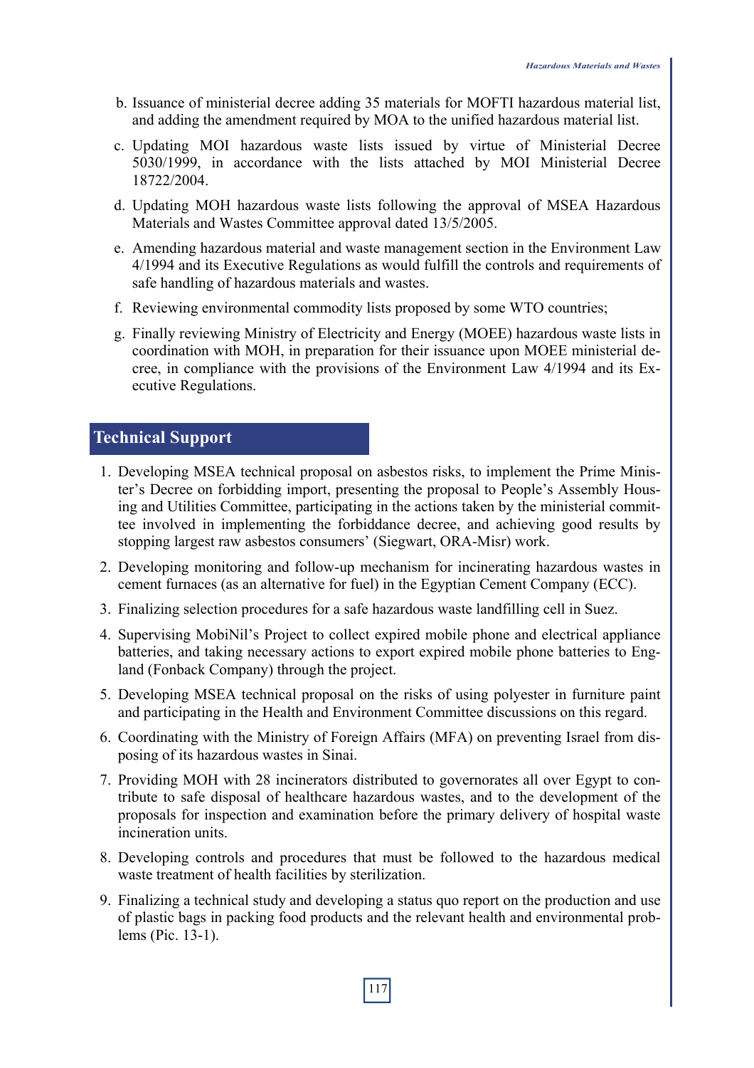b. Issuance of ministerial decree adding 35 materials for MOFTI hazardous material list, and adding the amendment required by MOA to the unified hazardous material list.

c. Updating MOI hazardous waste lists issued by virtue of Ministerial Decree 5030/1999, in accordance with the lists attached by MOI Ministerial Decree 18722/2004.

d. Updating MOH hazardous waste lists following the approval of MSEA Hazardous Materials and Wastes Committee approval dated 13/5/2005.

e. Amending hazardous material and waste management section in the Environment Law 4/1994 and its Executive Regulations as would fulfill the controls and requirements of safe handling of hazardous materials and wastes.

f. Reviewing environmental commodity lists proposed by some WTO countries;

g. Finally reviewing Ministry of Electricity and Energy (MOEE) hazardous waste lists in coordination with MOH, in preparation for their issuance upon MOEE ministerial decree, in compliance with the provisions of the Environment Law 4/1994 and its Executive Regulations.

## Technical Support

1. Developing MSEA technical proposal on asbestos risks, to implement the Prime Minister's Decree on forbidding import, presenting the proposal to People's Assembly Housing and Utilities Committee, participating in the actions taken by the ministerial committee involved in implementing the forbiddance decree, and achieving good results by stopping largest raw asbestos consumers' (Siegwart, ORA-Misr) work.
2. Developing monitoring and follow-up mechanism for incinerating hazardous wastes in cement furnaces (as an alternative for fuel) in the Egyptian Cement Company (ECC).
3. Finalizing selection procedures for a safe hazardous waste landfilling cell in Suez.
4. Supervising MobiNil's Project to collect expired mobile phone and electrical appliance batteries, and taking necessary actions to export expired mobile phone batteries to England (Fonback Company) through the project.
5. Developing MSEA technical proposal on the risks of using polyester in furniture paint and participating in the Health and Environment Committee discussions on this regard.
6. Coordinating with the Ministry of Foreign Affairs (MFA) on preventing Israel from disposing of its hazardous wastes in Sinai.
7. Providing MOH with 28 incinerators distributed to governorates all over Egypt to contribute to safe disposal of healthcare hazardous wastes, and to the development of the proposals for inspection and examination before the primary delivery of hospital waste incineration units.
8. Developing controls and procedures that must be followed to the hazardous medical waste treatment of health facilities by sterilization.
9. Finalizing a technical study and developing a status quo report on the production and use of plastic bags in packing food products and the relevant health and environmental problems (Pic. 13-1).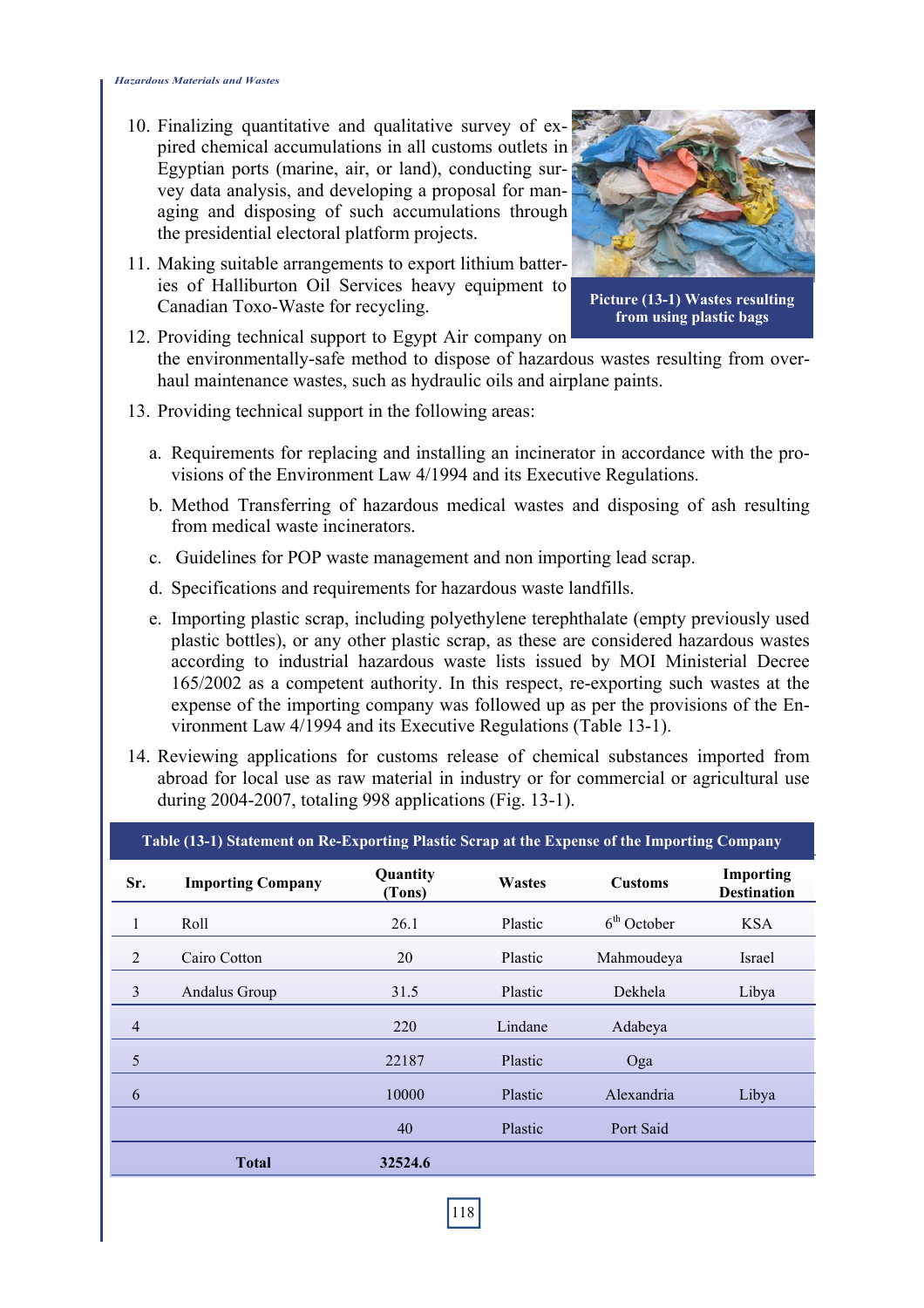10. Finalizing quantitative and qualitative survey of expired chemical accumulations in all customs outlets in Egyptian ports (marine, air, or land), conducting survey data analysis, and developing a proposal for managing and disposing of such accumulations through the presidential electoral platform projects.
11. Making suitable arrangements to export lithium batteries of Halliburton Oil Services heavy equipment to Canadian Toxo-Waste for recycling.

**Picture (13-1) Wastes resulting from using plastic bags**

12. Providing technical support to Egypt Air company on the environmentally-safe method to dispose of hazardous wastes resulting from overhaul maintenance wastes, such as hydraulic oils and airplane paints.
13. Providing technical support in the following areas:
    a. Requirements for replacing and installing an incinerator in accordance with the provisions of the Environment Law 4/1994 and its Executive Regulations.
    b. Method Transferring of hazardous medical wastes and disposing of ash resulting from medical waste incinerators.
    c. Guidelines for POP waste management and non importing lead scrap.
    d. Specifications and requirements for hazardous waste landfills.
    e. Importing plastic scrap, including polyethylene terephthalate (empty previously used plastic bottles), or any other plastic scrap, as these are considered hazardous wastes according to industrial hazardous waste lists issued by MOI Ministerial Decree 165/2002 as a competent authority. In this respect, re-exporting such wastes at the expense of the importing company was followed up as per the provisions of the Environment Law 4/1994 and its Executive Regulations (Table 13-1).
14. Reviewing applications for customs release of chemical substances imported from abroad for local use as raw material in industry or for commercial or agricultural use during 2004-2007, totaling 998 applications (Fig. 13-1).

**Table (13-1) Statement on Re-Exporting Plastic Scrap at the Expense of the Importing Company**

| Sr. | Importing Company | Quantity (Tons) | Wastes | Customs | Importing Destination |
|---|---|---|---|---|---|
| 1 | Roll | 26.1 | Plastic | 6th October | KSA |
| 2 | Cairo Cotton | 20 | Plastic | Mahmoudeya | Israel |
| 3 | Andalus Group | 31.5 | Plastic | Dekhela | Libya |
| 4 | | 220 | Lindane | Adabeya | |
| 5 | | 22187 | Plastic | Oga | |
| 6 | | 10000 | Plastic | Alexandria | Libya |
| | | 40 | Plastic | Port Said | |
| | **Total** | **32524.6** | | | |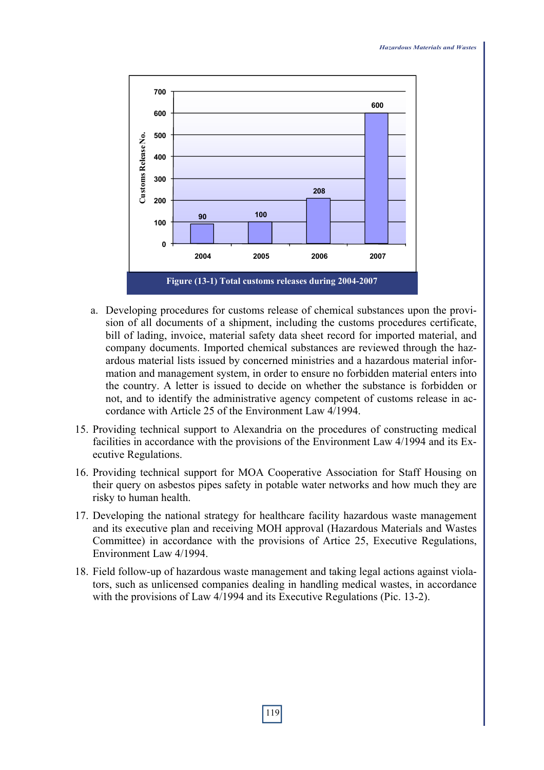| Year | Customs Release No. |
|---|---|
| 2004 | 90 |
| 2005 | 100 |
| 2006 | 208 |
| 2007 | 600 |

**Figure (13-1) Total customs releases during 2004-2007**

a. Developing procedures for customs release of chemical substances upon the provision of all documents of a shipment, including the customs procedures certificate, bill of lading, invoice, material safety data sheet record for imported material, and company documents. Imported chemical substances are reviewed through the hazardous material lists issued by concerned ministries and a hazardous material information and management system, in order to ensure no forbidden material enters into the country. A letter is issued to decide on whether the substance is forbidden or not, and to identify the administrative agency competent of customs release in accordance with Article 25 of the Environment Law 4/1994.

15. Providing technical support to Alexandria on the procedures of constructing medical facilities in accordance with the provisions of the Environment Law 4/1994 and its Executive Regulations.

16. Providing technical support for MOA Cooperative Association for Staff Housing on their query on asbestos pipes safety in potable water networks and how much they are risky to human health.

17. Developing the national strategy for healthcare facility hazardous waste management and its executive plan and receiving MOH approval (Hazardous Materials and Wastes Committee) in accordance with the provisions of Artice 25, Executive Regulations, Environment Law 4/1994.

18. Field follow-up of hazardous waste management and taking legal actions against violators, such as unlicensed companies dealing in handling medical wastes, in accordance with the provisions of Law 4/1994 and its Executive Regulations (Pic. 13-2).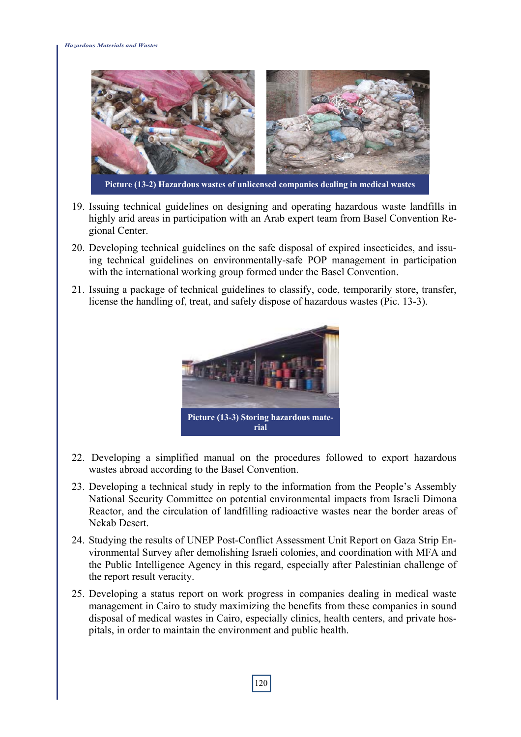Picture (13-2) Hazardous wastes of unlicensed companies dealing in medical wastes

19. Issuing technical guidelines on designing and operating hazardous waste landfills in highly arid areas in participation with an Arab expert team from Basel Convention Regional Center.

20. Developing technical guidelines on the safe disposal of expired insecticides, and issuing technical guidelines on environmentally-safe POP management in participation with the international working group formed under the Basel Convention.

21. Issuing a package of technical guidelines to classify, code, temporarily store, transfer, license the handling of, treat, and safely dispose of hazardous wastes (Pic. 13-3).

Picture (13-3) Storing hazardous material

22. Developing a simplified manual on the procedures followed to export hazardous wastes abroad according to the Basel Convention.

23. Developing a technical study in reply to the information from the People's Assembly National Security Committee on potential environmental impacts from Israeli Dimona Reactor, and the circulation of landfilling radioactive wastes near the border areas of Nekab Desert.

24. Studying the results of UNEP Post-Conflict Assessment Unit Report on Gaza Strip Environmental Survey after demolishing Israeli colonies, and coordination with MFA and the Public Intelligence Agency in this regard, especially after Palestinian challenge of the report result veracity.

25. Developing a status report on work progress in companies dealing in medical waste management in Cairo to study maximizing the benefits from these companies in sound disposal of medical wastes in Cairo, especially clinics, health centers, and private hospitals, in order to maintain the environment and public health.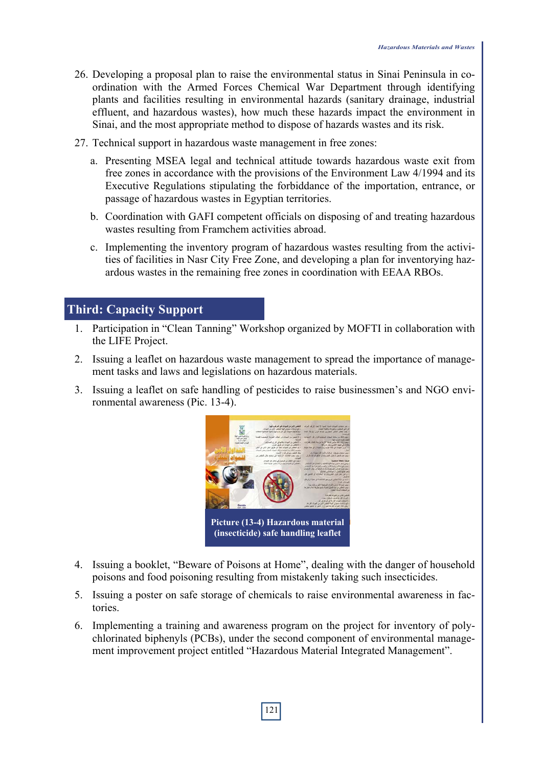26. Developing a proposal plan to raise the environmental status in Sinai Peninsula in co-ordination with the Armed Forces Chemical War Department through identifying plants and facilities resulting in environmental hazards (sanitary drainage, industrial effluent, and hazardous wastes), how much these hazards impact the environment in Sinai, and the most appropriate method to dispose of hazards wastes and its risk.

27. Technical support in hazardous waste management in free zones:

    a. Presenting MSEA legal and technical attitude towards hazardous waste exit from free zones in accordance with the provisions of the Environment Law 4/1994 and its Executive Regulations stipulating the forbiddance of the importation, entrance, or passage of hazardous wastes in Egyptian territories.

    b. Coordination with GAFI competent officials on disposing of and treating hazardous wastes resulting from Framchem activities abroad.

    c. Implementing the inventory program of hazardous wastes resulting from the activities of facilities in Nasr City Free Zone, and developing a plan for inventorying hazardous wastes in the remaining free zones in coordination with EEAA RBOs.

## Third: Capacity Support

1. Participation in "Clean Tanning" Workshop organized by MOFTI in collaboration with the LIFE Project.

2. Issuing a leaflet on hazardous waste management to spread the importance of management tasks and laws and legislations on hazardous materials.

3. Issuing a leaflet on safe handling of pesticides to raise businessmen's and NGO environmental awareness (Pic. 13-4).

**Picture (13-4) Hazardous material (insecticide) safe handling leaflet**

4. Issuing a booklet, "Beware of Poisons at Home", dealing with the danger of household poisons and food poisoning resulting from mistakenly taking such insecticides.

5. Issuing a poster on safe storage of chemicals to raise environmental awareness in factories.

6. Implementing a training and awareness program on the project for inventory of polychlorinated biphenyls (PCBs), under the second component of environmental management improvement project entitled "Hazardous Material Integrated Management".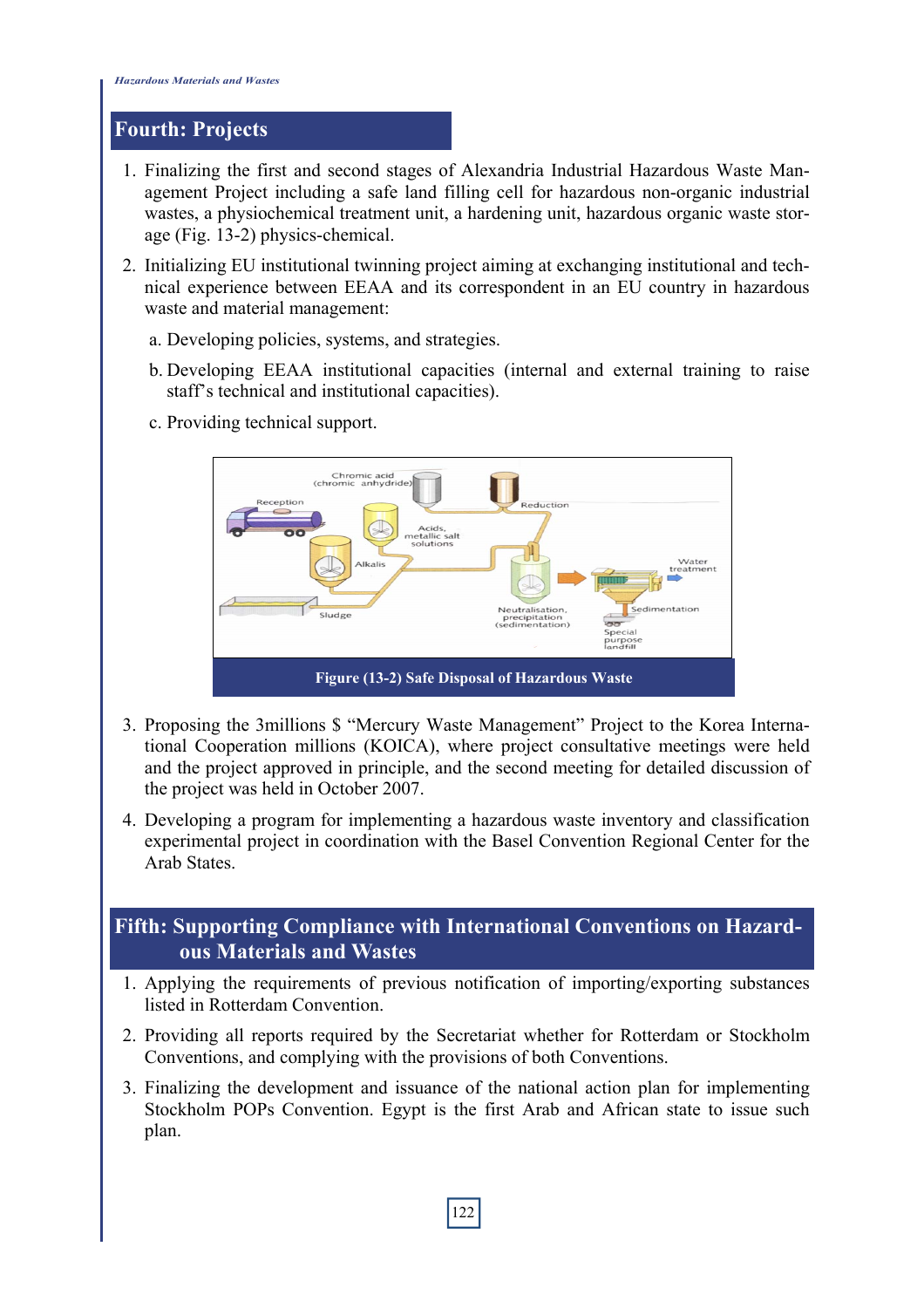## Fourth: Projects

1. Finalizing the first and second stages of Alexandria Industrial Hazardous Waste Management Project including a safe land filling cell for hazardous non-organic industrial wastes, a physiochemical treatment unit, a hardening unit, hazardous organic waste storage (Fig. 13-2) physics-chemical.
2. Initializing EU institutional twinning project aiming at exchanging institutional and technical experience between EEAA and its correspondent in an EU country in hazardous waste and material management:
   a. Developing policies, systems, and strategies.
   b. Developing EEAA institutional capacities (internal and external training to raise staff's technical and institutional capacities).
   c. Providing technical support.

**Figure (13-2) Safe Disposal of Hazardous Waste**

3. Proposing the 3millions $ "Mercury Waste Management" Project to the Korea International Cooperation millions (KOICA), where project consultative meetings were held and the project approved in principle, and the second meeting for detailed discussion of the project was held in October 2007.
4. Developing a program for implementing a hazardous waste inventory and classification experimental project in coordination with the Basel Convention Regional Center for the Arab States.

## Fifth: Supporting Compliance with International Conventions on Hazardous Materials and Wastes

1. Applying the requirements of previous notification of importing/exporting substances listed in Rotterdam Convention.
2. Providing all reports required by the Secretariat whether for Rotterdam or Stockholm Conventions, and complying with the provisions of both Conventions.
3. Finalizing the development and issuance of the national action plan for implementing Stockholm POPs Convention. Egypt is the first Arab and African state to issue such plan.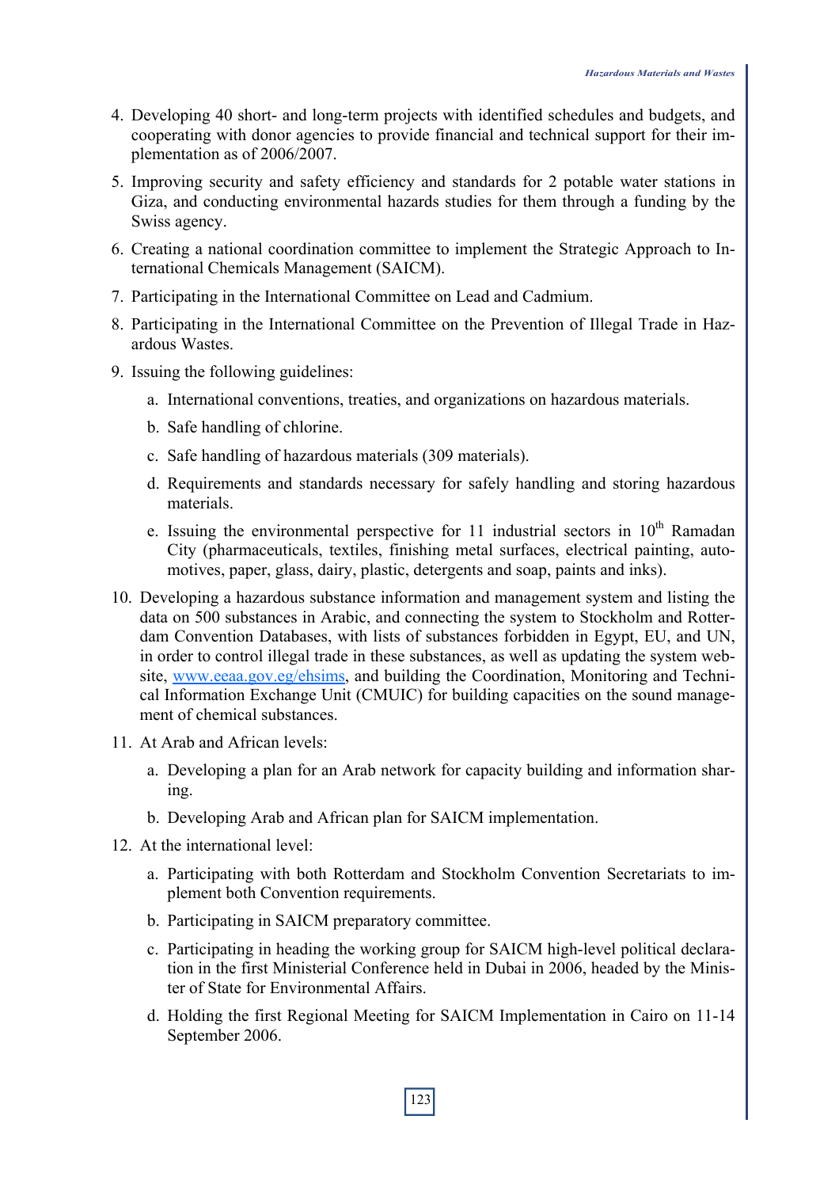4. Developing 40 short- and long-term projects with identified schedules and budgets, and cooperating with donor agencies to provide financial and technical support for their implementation as of 2006/2007.
5. Improving security and safety efficiency and standards for 2 potable water stations in Giza, and conducting environmental hazards studies for them through a funding by the Swiss agency.
6. Creating a national coordination committee to implement the Strategic Approach to International Chemicals Management (SAICM).
7. Participating in the International Committee on Lead and Cadmium.
8. Participating in the International Committee on the Prevention of Illegal Trade in Hazardous Wastes.
9. Issuing the following guidelines:
   a. International conventions, treaties, and organizations on hazardous materials.
   b. Safe handling of chlorine.
   c. Safe handling of hazardous materials (309 materials).
   d. Requirements and standards necessary for safely handling and storing hazardous materials.
   e. Issuing the environmental perspective for 11 industrial sectors in 10th Ramadan City (pharmaceuticals, textiles, finishing metal surfaces, electrical painting, automotives, paper, glass, dairy, plastic, detergents and soap, paints and inks).
10. Developing a hazardous substance information and management system and listing the data on 500 substances in Arabic, and connecting the system to Stockholm and Rotterdam Convention Databases, with lists of substances forbidden in Egypt, EU, and UN, in order to control illegal trade in these substances, as well as updating the system website, [www.eeaa.gov.eg/ehsims](www.eeaa.gov.eg/ehsims), and building the Coordination, Monitoring and Technical Information Exchange Unit (CMUIC) for building capacities on the sound management of chemical substances.
11. At Arab and African levels:
    a. Developing a plan for an Arab network for capacity building and information sharing.
    b. Developing Arab and African plan for SAICM implementation.
12. At the international level:
    a. Participating with both Rotterdam and Stockholm Convention Secretariats to implement both Convention requirements.
    b. Participating in SAICM preparatory committee.
    c. Participating in heading the working group for SAICM high-level political declaration in the first Ministerial Conference held in Dubai in 2006, headed by the Minister of State for Environmental Affairs.
    d. Holding the first Regional Meeting for SAICM Implementation in Cairo on 11-14 September 2006.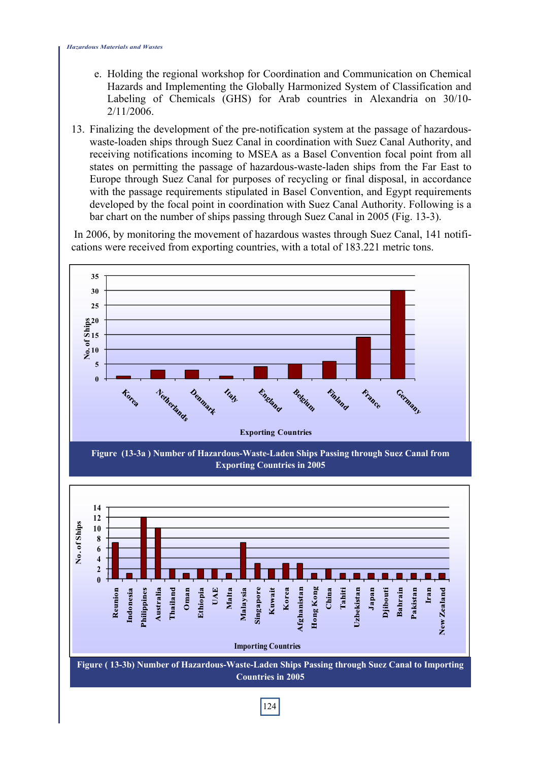e. Holding the regional workshop for Coordination and Communication on Chemical Hazards and Implementing the Globally Harmonized System of Classification and Labeling of Chemicals (GHS) for Arab countries in Alexandria on 30/10-2/11/2006.

13. Finalizing the development of the pre-notification system at the passage of hazardous-waste-loaden ships through Suez Canal in coordination with Suez Canal Authority, and receiving notifications incoming to MSEA as a Basel Convention focal point from all states on permitting the passage of hazardous-waste-laden ships from the Far East to Europe through Suez Canal for purposes of recycling or final disposal, in accordance with the passage requirements stipulated in Basel Convention, and Egypt requirements developed by the focal point in coordination with Suez Canal Authority. Following is a bar chart on the number of ships passing through Suez Canal in 2005 (Fig. 13-3).

In 2006, by monitoring the movement of hazardous wastes through Suez Canal, 141 notifications were received from exporting countries, with a total of 183.221 metric tons.

| Exporting Countries | No. of Ships |
|---|---|
| Korea | 1 |
| Netherlands | 3 |
| Denmark | 3 |
| Italy | 1 |
| England | 4 |
| Belgium | 5 |
| Finland | 6 |
| France | 14 |
| Germany | 30 |

**Figure (13-3a) Number of Hazardous-Waste-Laden Ships Passing through Suez Canal from Exporting Countries in 2005**

| Importing Countries | No. of Ships |
|---|---|
| Reunion | 7 |
| Indonesia | 1 |
| Philippines | 12 |
| Australia | 10 |
| Thailand | 2 |
| Oman | 1 |
| Ethiopia | 2 |
| UAE | 2 |
| Malta | 1 |
| Malaysia | 7 |
| Singapore | 3 |
| Kuwait | 2 |
| Korea | 3 |
| Afghanistan | 3 |
| Hong Kong | 1 |
| China | 2 |
| Tahiti | 1 |
| Uzbekistan | 1 |
| Japan | 1 |
| Djibouti | 1 |
| Bahrain | 1 |
| Pakistan | 1 |
| Iran | 1 |
| New Zealand | 1 |

**Figure (13-3b) Number of Hazardous-Waste-Laden Ships Passing through Suez Canal to Importing Countries in 2005**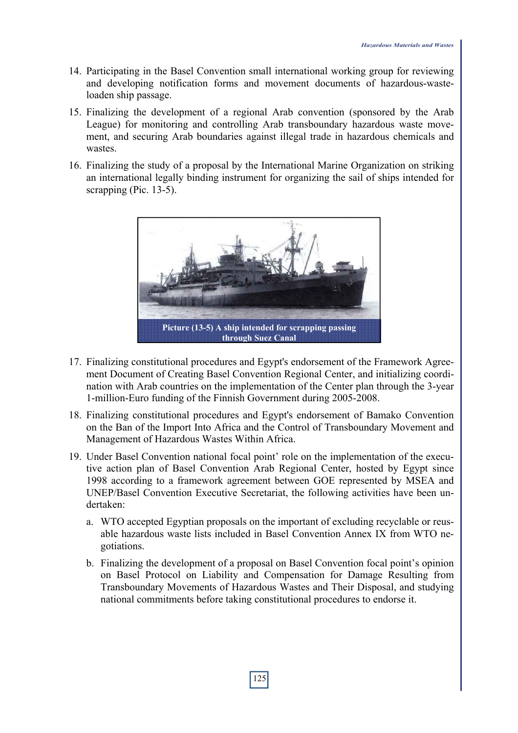14. Participating in the Basel Convention small international working group for reviewing and developing notification forms and movement documents of hazardous-waste-loaden ship passage.
15. Finalizing the development of a regional Arab convention (sponsored by the Arab League) for monitoring and controlling Arab transboundary hazardous waste movement, and securing Arab boundaries against illegal trade in hazardous chemicals and wastes.
16. Finalizing the study of a proposal by the International Marine Organization on striking an international legally binding instrument for organizing the sail of ships intended for scrapping (Pic. 13-5).

**Picture (13-5) A ship intended for scrapping passing through Suez Canal**

17. Finalizing constitutional procedures and Egypt's endorsement of the Framework Agreement Document of Creating Basel Convention Regional Center, and initializing coordination with Arab countries on the implementation of the Center plan through the 3-year 1-million-Euro funding of the Finnish Government during 2005-2008.
18. Finalizing constitutional procedures and Egypt's endorsement of Bamako Convention on the Ban of the Import Into Africa and the Control of Transboundary Movement and Management of Hazardous Wastes Within Africa.
19. Under Basel Convention national focal point' role on the implementation of the executive action plan of Basel Convention Arab Regional Center, hosted by Egypt since 1998 according to a framework agreement between GOE represented by MSEA and UNEP/Basel Convention Executive Secretariat, the following activities have been undertaken:
    a. WTO accepted Egyptian proposals on the important of excluding recyclable or reusable hazardous waste lists included in Basel Convention Annex IX from WTO negotiations.
    b. Finalizing the development of a proposal on Basel Convention focal point's opinion on Basel Protocol on Liability and Compensation for Damage Resulting from Transboundary Movements of Hazardous Wastes and Their Disposal, and studying national commitments before taking constitutional procedures to endorse it.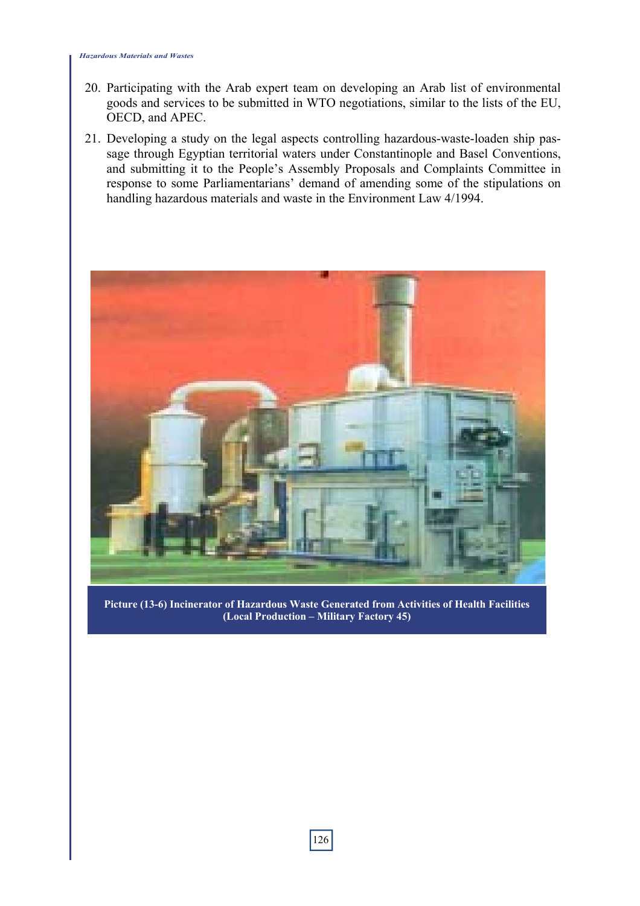20. Participating with the Arab expert team on developing an Arab list of environmental goods and services to be submitted in WTO negotiations, similar to the lists of the EU, OECD, and APEC.
21. Developing a study on the legal aspects controlling hazardous-waste-loaden ship passage through Egyptian territorial waters under Constantinople and Basel Conventions, and submitting it to the People's Assembly Proposals and Complaints Committee in response to some Parliamentarians' demand of amending some of the stipulations on handling hazardous materials and waste in the Environment Law 4/1994.

**Picture (13-6) Incinerator of Hazardous Waste Generated from Activities of Health Facilities (Local Production – Military Factory 45)**